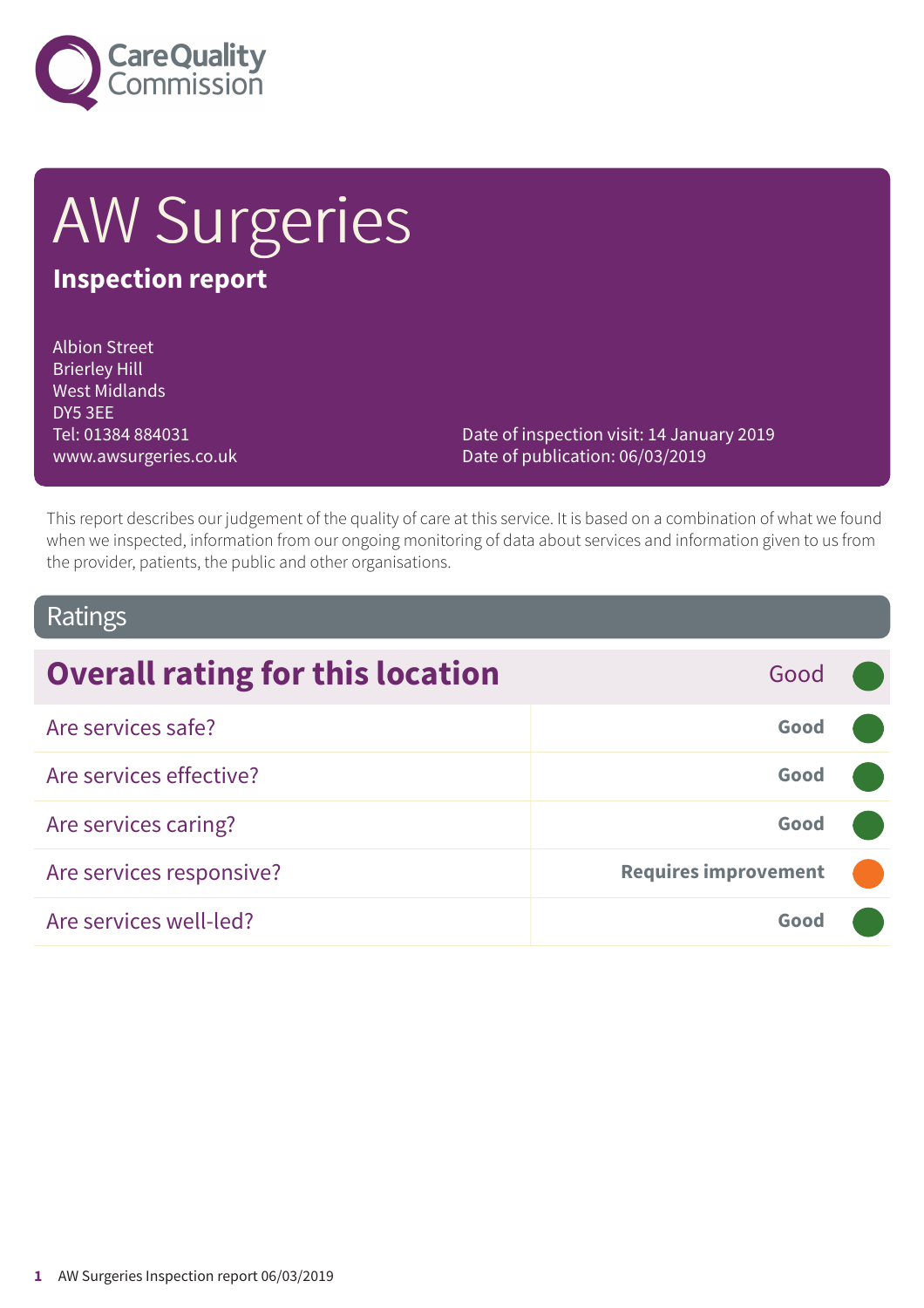Care Quality Commission

# AW Surgeries

## Inspection report

Albion Street
Brierley Hill
West Midlands
DY5 3EE
Tel: 01384 884031
www.awsurgeries.co.uk

Date of inspection visit: 14 January 2019
Date of publication: 06/03/2019

This report describes our judgement of the quality of care at this service. It is based on a combination of what we found when we inspected, information from our ongoing monitoring of data about services and information given to us from the provider, patients, the public and other organisations.

## Ratings

| Overall rating for this location | Good |
|---|---|
| Are services safe? | Good |
| Are services effective? | Good |
| Are services caring? | Good |
| Are services responsive? | Requires improvement |
| Are services well-led? | Good |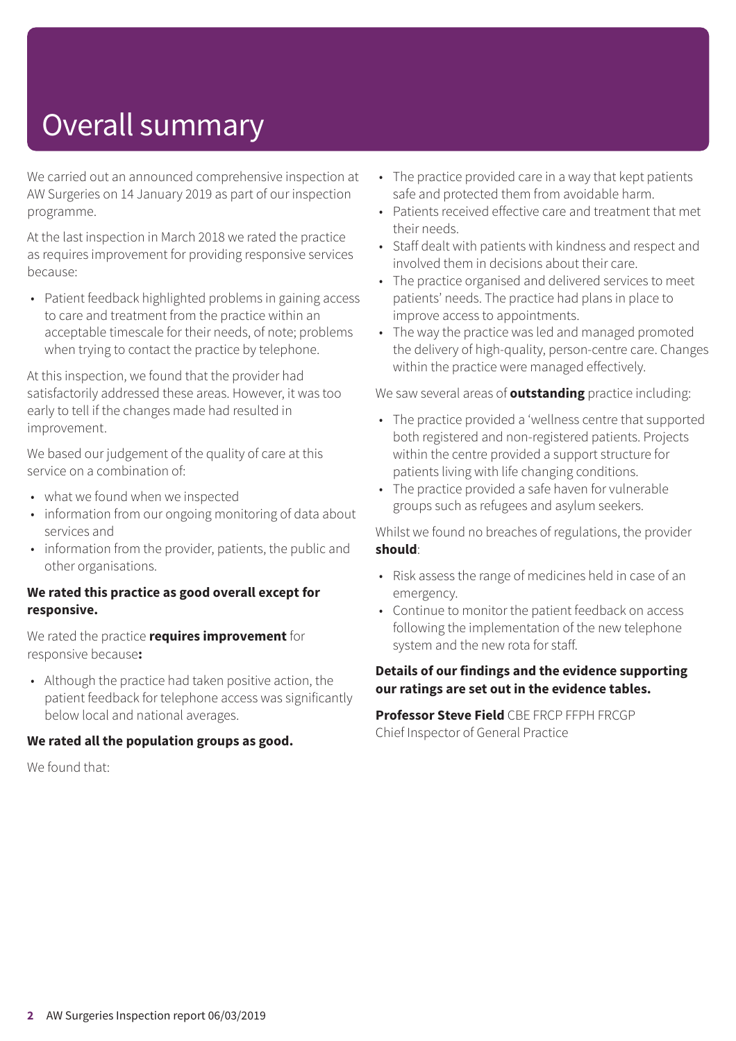# Overall summary

We carried out an announced comprehensive inspection at AW Surgeries on 14 January 2019 as part of our inspection programme.

At the last inspection in March 2018 we rated the practice as requires improvement for providing responsive services because:

- Patient feedback highlighted problems in gaining access to care and treatment from the practice within an acceptable timescale for their needs, of note; problems when trying to contact the practice by telephone.

At this inspection, we found that the provider had satisfactorily addressed these areas. However, it was too early to tell if the changes made had resulted in improvement.

We based our judgement of the quality of care at this service on a combination of:

- what we found when we inspected
- information from our ongoing monitoring of data about services and
- information from the provider, patients, the public and other organisations.

**We rated this practice as good overall except for responsive.**

We rated the practice **requires improvement** for responsive because**:**

- Although the practice had taken positive action, the patient feedback for telephone access was significantly below local and national averages.

**We rated all the population groups as good.**

We found that:

- The practice provided care in a way that kept patients safe and protected them from avoidable harm.
- Patients received effective care and treatment that met their needs.
- Staff dealt with patients with kindness and respect and involved them in decisions about their care.
- The practice organised and delivered services to meet patients' needs. The practice had plans in place to improve access to appointments.
- The way the practice was led and managed promoted the delivery of high-quality, person-centre care. Changes within the practice were managed effectively.

We saw several areas of **outstanding** practice including:

- The practice provided a 'wellness centre that supported both registered and non-registered patients. Projects within the centre provided a support structure for patients living with life changing conditions.
- The practice provided a safe haven for vulnerable groups such as refugees and asylum seekers.

Whilst we found no breaches of regulations, the provider **should**:

- Risk assess the range of medicines held in case of an emergency.
- Continue to monitor the patient feedback on access following the implementation of the new telephone system and the new rota for staff.

**Details of our findings and the evidence supporting our ratings are set out in the evidence tables.**

**Professor Steve Field** CBE FRCP FFPH FRCGP
Chief Inspector of General Practice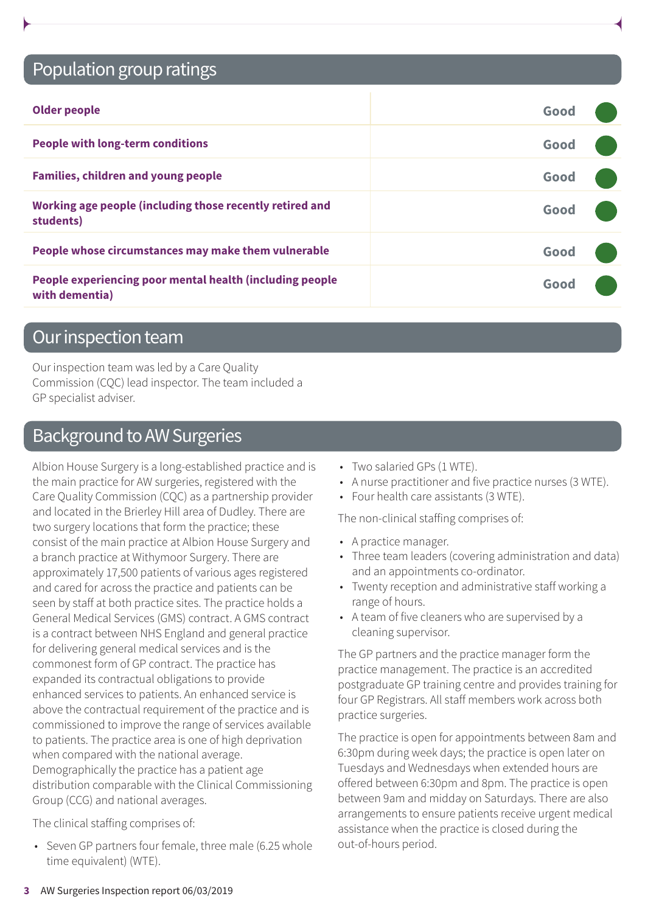## Population group ratings

| | |
|---|---|
| **Older people** | Good |
| **People with long-term conditions** | Good |
| **Families, children and young people** | Good |
| **Working age people (including those recently retired and students)** | Good |
| **People whose circumstances may make them vulnerable** | Good |
| **People experiencing poor mental health (including people with dementia)** | Good |

## Our inspection team

Our inspection team was led by a Care Quality Commission (CQC) lead inspector. The team included a GP specialist adviser.

## Background to AW Surgeries

Albion House Surgery is a long-established practice and is the main practice for AW surgeries, registered with the Care Quality Commission (CQC) as a partnership provider and located in the Brierley Hill area of Dudley. There are two surgery locations that form the practice; these consist of the main practice at Albion House Surgery and a branch practice at Withymoor Surgery. There are approximately 17,500 patients of various ages registered and cared for across the practice and patients can be seen by staff at both practice sites. The practice holds a General Medical Services (GMS) contract. A GMS contract is a contract between NHS England and general practice for delivering general medical services and is the commonest form of GP contract. The practice has expanded its contractual obligations to provide enhanced services to patients. An enhanced service is above the contractual requirement of the practice and is commissioned to improve the range of services available to patients. The practice area is one of high deprivation when compared with the national average. Demographically the practice has a patient age distribution comparable with the Clinical Commissioning Group (CCG) and national averages.

The clinical staffing comprises of:

- Seven GP partners four female, three male (6.25 whole time equivalent) (WTE).
- Two salaried GPs (1 WTE).
- A nurse practitioner and five practice nurses (3 WTE).
- Four health care assistants (3 WTE).

The non-clinical staffing comprises of:

- A practice manager.
- Three team leaders (covering administration and data) and an appointments co-ordinator.
- Twenty reception and administrative staff working a range of hours.
- A team of five cleaners who are supervised by a cleaning supervisor.

The GP partners and the practice manager form the practice management. The practice is an accredited postgraduate GP training centre and provides training for four GP Registrars. All staff members work across both practice surgeries.

The practice is open for appointments between 8am and 6:30pm during week days; the practice is open later on Tuesdays and Wednesdays when extended hours are offered between 6:30pm and 8pm. The practice is open between 9am and midday on Saturdays. There are also arrangements to ensure patients receive urgent medical assistance when the practice is closed during the out-of-hours period.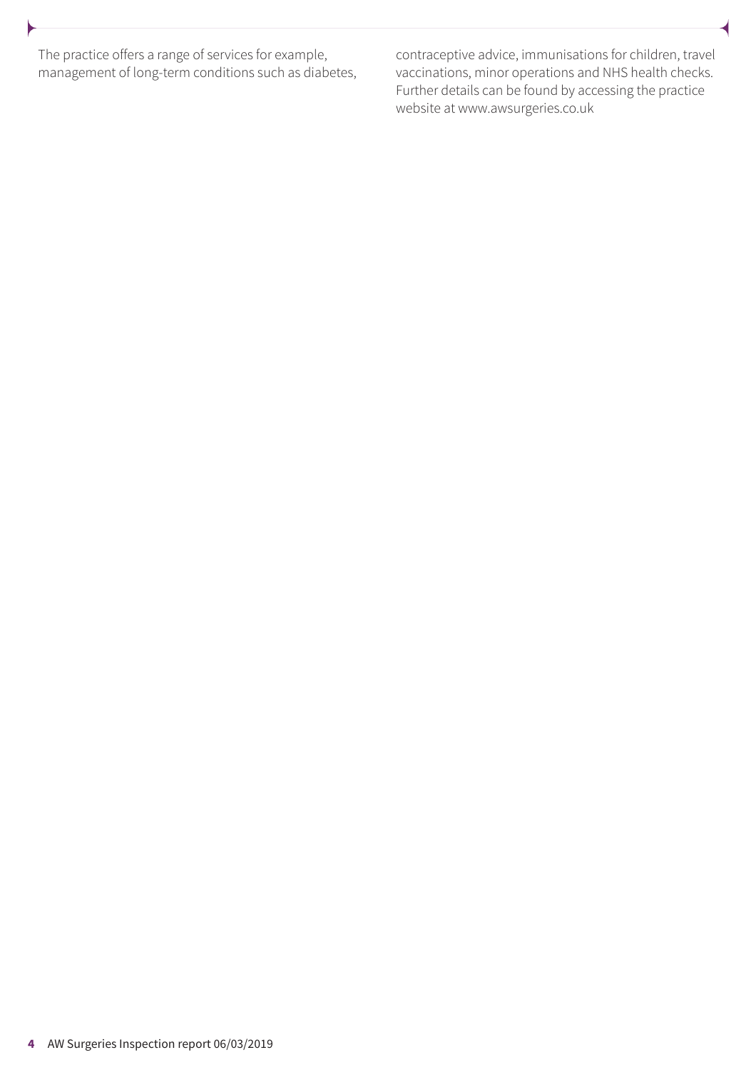The practice offers a range of services for example, management of long-term conditions such as diabetes, contraceptive advice, immunisations for children, travel vaccinations, minor operations and NHS health checks. Further details can be found by accessing the practice website at www.awsurgeries.co.uk